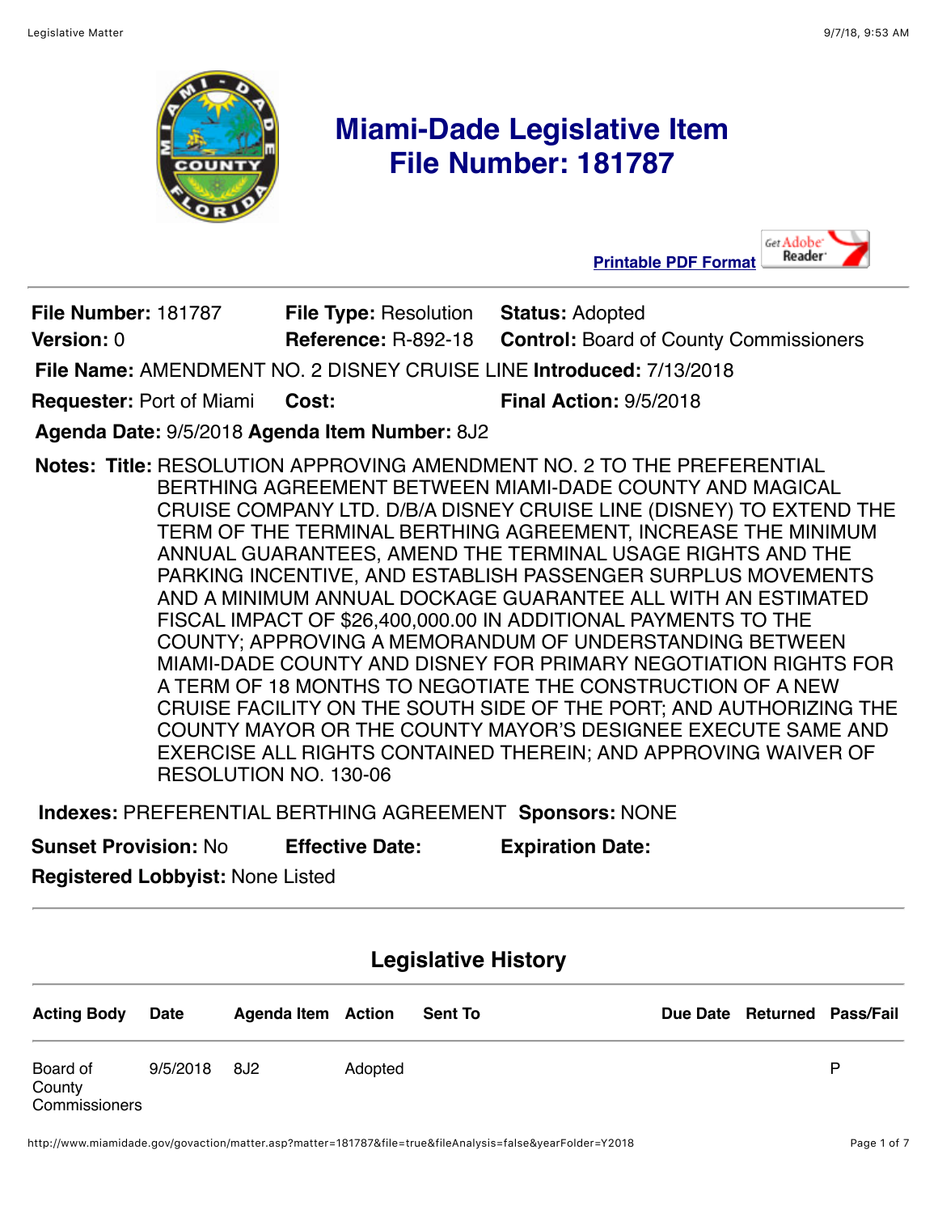# Miami-Dade Legislative Item
# File Number: 181787

Printable PDF Format

**File Number:** 181787 **File Type:** Resolution **Status:** Adopted
**Version:** 0 **Reference:** R-892-18 **Control:** Board of County Commissioners
**File Name:** AMENDMENT NO. 2 DISNEY CRUISE LINE **Introduced:** 7/13/2018
**Requester:** Port of Miami **Cost:** **Final Action:** 9/5/2018
**Agenda Date:** 9/5/2018 **Agenda Item Number:** 8J2

**Notes:** **Title:** RESOLUTION APPROVING AMENDMENT NO. 2 TO THE PREFERENTIAL BERTHING AGREEMENT BETWEEN MIAMI-DADE COUNTY AND MAGICAL CRUISE COMPANY LTD. D/B/A DISNEY CRUISE LINE (DISNEY) TO EXTEND THE TERM OF THE TERMINAL BERTHING AGREEMENT, INCREASE THE MINIMUM ANNUAL GUARANTEES, AMEND THE TERMINAL USAGE RIGHTS AND THE PARKING INCENTIVE, AND ESTABLISH PASSENGER SURPLUS MOVEMENTS AND A MINIMUM ANNUAL DOCKAGE GUARANTEE ALL WITH AN ESTIMATED FISCAL IMPACT OF $26,400,000.00 IN ADDITIONAL PAYMENTS TO THE COUNTY; APPROVING A MEMORANDUM OF UNDERSTANDING BETWEEN MIAMI-DADE COUNTY AND DISNEY FOR PRIMARY NEGOTIATION RIGHTS FOR A TERM OF 18 MONTHS TO NEGOTIATE THE CONSTRUCTION OF A NEW CRUISE FACILITY ON THE SOUTH SIDE OF THE PORT; AND AUTHORIZING THE COUNTY MAYOR OR THE COUNTY MAYOR'S DESIGNEE EXECUTE SAME AND EXERCISE ALL RIGHTS CONTAINED THEREIN; AND APPROVING WAIVER OF RESOLUTION NO. 130-06

**Indexes:** PREFERENTIAL BERTHING AGREEMENT **Sponsors:** NONE
**Sunset Provision:** No **Effective Date:** **Expiration Date:**
**Registered Lobbyist:** None Listed

## Legislative History

| Acting Body | Date | Agenda Item | Action | Sent To | Due Date | Returned | Pass/Fail |
|---|---|---|---|---|---|---|---|
| Board of County Commissioners | 9/5/2018 | 8J2 | Adopted | | | | P |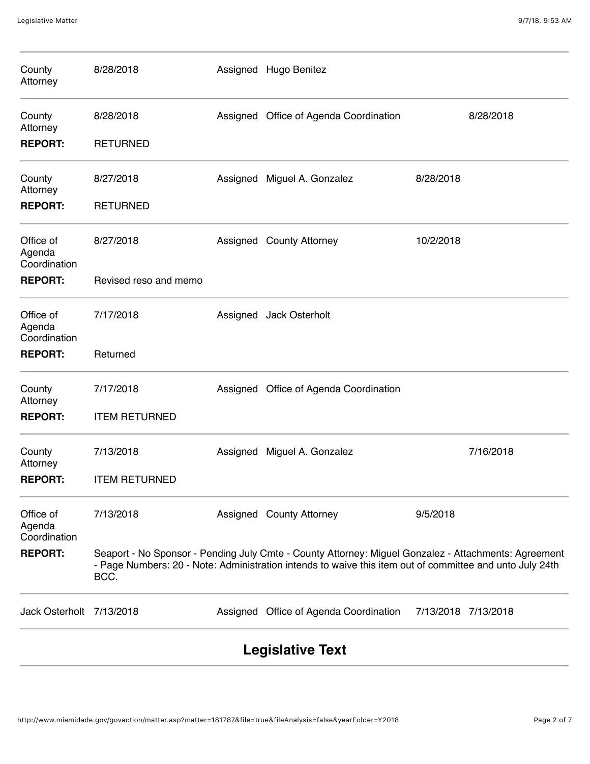| | | | | | |
|---|---|---|---|---|---|
| County Attorney | 8/28/2018 | Assigned | Hugo Benitez | | |
| County Attorney | 8/28/2018 | Assigned | Office of Agenda Coordination | | 8/28/2018 |
| **REPORT:** | RETURNED | | | | |
| County Attorney | 8/27/2018 | Assigned | Miguel A. Gonzalez | 8/28/2018 | |
| **REPORT:** | RETURNED | | | | |
| Office of Agenda Coordination | 8/27/2018 | Assigned | County Attorney | 10/2/2018 | |
| **REPORT:** | Revised reso and memo | | | | |
| Office of Agenda Coordination | 7/17/2018 | Assigned | Jack Osterholt | | |
| **REPORT:** | Returned | | | | |
| County Attorney | 7/17/2018 | Assigned | Office of Agenda Coordination | | |
| **REPORT:** | ITEM RETURNED | | | | |
| County Attorney | 7/13/2018 | Assigned | Miguel A. Gonzalez | | 7/16/2018 |
| **REPORT:** | ITEM RETURNED | | | | |
| Office of Agenda Coordination | 7/13/2018 | Assigned | County Attorney | 9/5/2018 | |
| **REPORT:** | Seaport - No Sponsor - Pending July Cmte - County Attorney: Miguel Gonzalez - Attachments: Agreement - Page Numbers: 20 - Note: Administration intends to waive this item out of committee and unto July 24th BCC. | | | | |
| Jack Osterholt | 7/13/2018 | Assigned | Office of Agenda Coordination | 7/13/2018 | 7/13/2018 |

## Legislative Text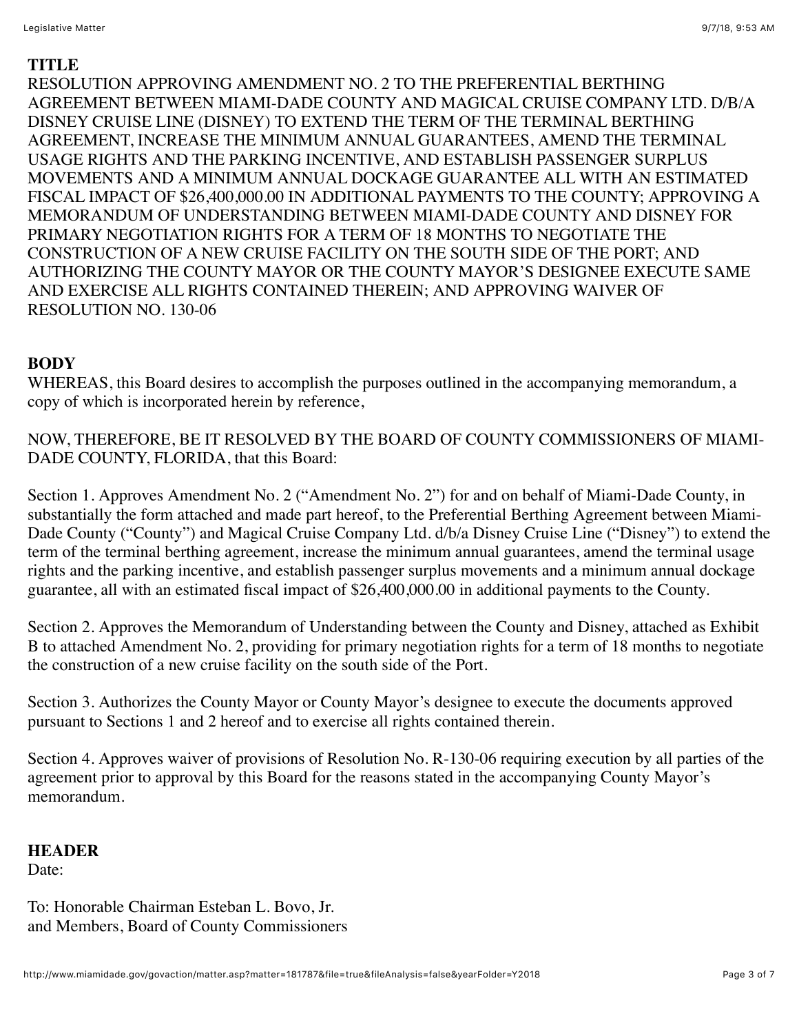**TITLE**

RESOLUTION APPROVING AMENDMENT NO. 2 TO THE PREFERENTIAL BERTHING AGREEMENT BETWEEN MIAMI-DADE COUNTY AND MAGICAL CRUISE COMPANY LTD. D/B/A DISNEY CRUISE LINE (DISNEY) TO EXTEND THE TERM OF THE TERMINAL BERTHING AGREEMENT, INCREASE THE MINIMUM ANNUAL GUARANTEES, AMEND THE TERMINAL USAGE RIGHTS AND THE PARKING INCENTIVE, AND ESTABLISH PASSENGER SURPLUS MOVEMENTS AND A MINIMUM ANNUAL DOCKAGE GUARANTEE ALL WITH AN ESTIMATED FISCAL IMPACT OF $26,400,000.00 IN ADDITIONAL PAYMENTS TO THE COUNTY; APPROVING A MEMORANDUM OF UNDERSTANDING BETWEEN MIAMI-DADE COUNTY AND DISNEY FOR PRIMARY NEGOTIATION RIGHTS FOR A TERM OF 18 MONTHS TO NEGOTIATE THE CONSTRUCTION OF A NEW CRUISE FACILITY ON THE SOUTH SIDE OF THE PORT; AND AUTHORIZING THE COUNTY MAYOR OR THE COUNTY MAYOR'S DESIGNEE EXECUTE SAME AND EXERCISE ALL RIGHTS CONTAINED THEREIN; AND APPROVING WAIVER OF RESOLUTION NO. 130-06

**BODY**

WHEREAS, this Board desires to accomplish the purposes outlined in the accompanying memorandum, a copy of which is incorporated herein by reference,

NOW, THEREFORE, BE IT RESOLVED BY THE BOARD OF COUNTY COMMISSIONERS OF MIAMI-DADE COUNTY, FLORIDA, that this Board:

Section 1. Approves Amendment No. 2 ("Amendment No. 2") for and on behalf of Miami-Dade County, in substantially the form attached and made part hereof, to the Preferential Berthing Agreement between Miami-Dade County ("County") and Magical Cruise Company Ltd. d/b/a Disney Cruise Line ("Disney") to extend the term of the terminal berthing agreement, increase the minimum annual guarantees, amend the terminal usage rights and the parking incentive, and establish passenger surplus movements and a minimum annual dockage guarantee, all with an estimated fiscal impact of $26,400,000.00 in additional payments to the County.

Section 2. Approves the Memorandum of Understanding between the County and Disney, attached as Exhibit B to attached Amendment No. 2, providing for primary negotiation rights for a term of 18 months to negotiate the construction of a new cruise facility on the south side of the Port.

Section 3. Authorizes the County Mayor or County Mayor's designee to execute the documents approved pursuant to Sections 1 and 2 hereof and to exercise all rights contained therein.

Section 4. Approves waiver of provisions of Resolution No. R-130-06 requiring execution by all parties of the agreement prior to approval by this Board for the reasons stated in the accompanying County Mayor's memorandum.

**HEADER**

Date:

To: Honorable Chairman Esteban L. Bovo, Jr.
and Members, Board of County Commissioners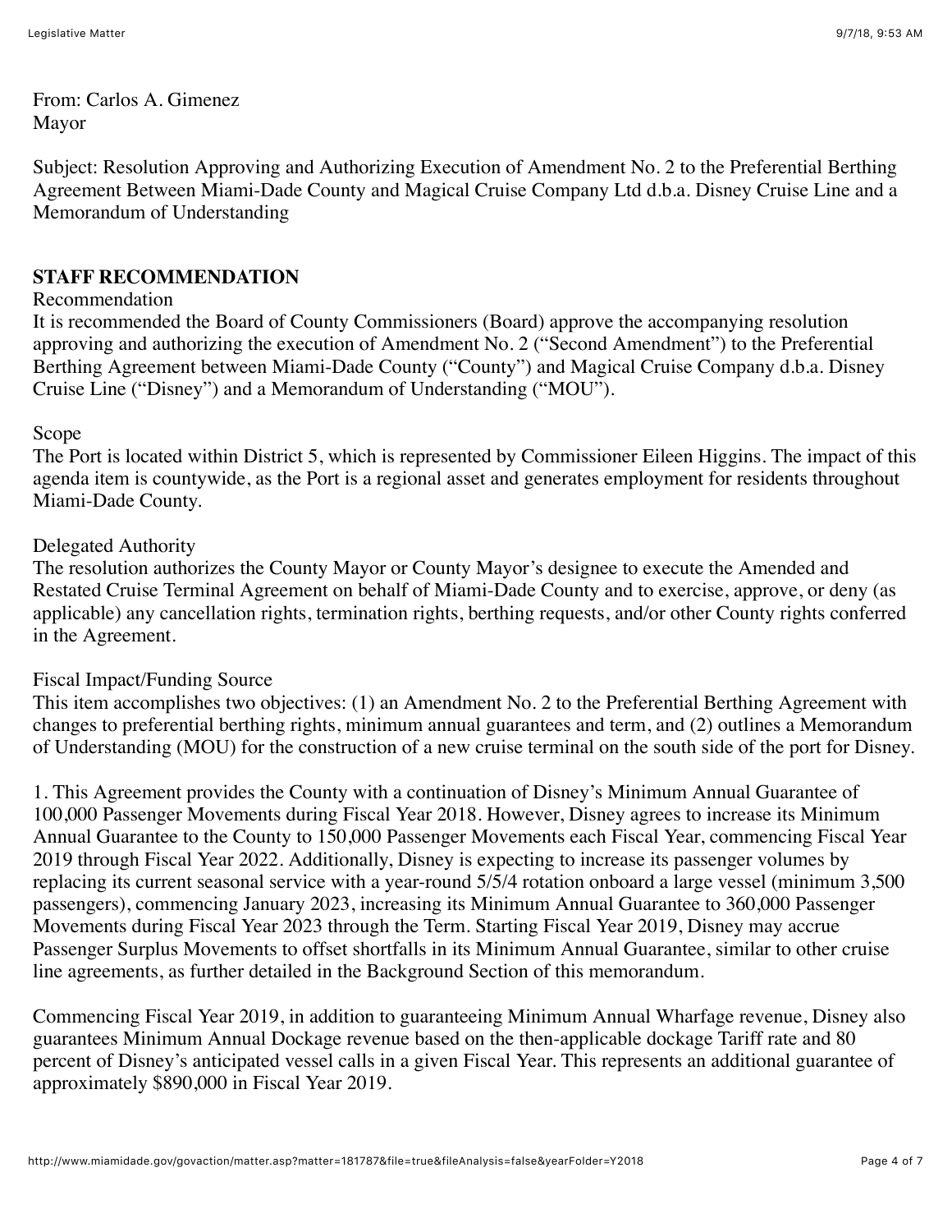From: Carlos A. Gimenez
Mayor

Subject: Resolution Approving and Authorizing Execution of Amendment No. 2 to the Preferential Berthing Agreement Between Miami-Dade County and Magical Cruise Company Ltd d.b.a. Disney Cruise Line and a Memorandum of Understanding

**STAFF RECOMMENDATION**

Recommendation

It is recommended the Board of County Commissioners (Board) approve the accompanying resolution approving and authorizing the execution of Amendment No. 2 ("Second Amendment") to the Preferential Berthing Agreement between Miami-Dade County ("County") and Magical Cruise Company d.b.a. Disney Cruise Line ("Disney") and a Memorandum of Understanding ("MOU").

Scope

The Port is located within District 5, which is represented by Commissioner Eileen Higgins. The impact of this agenda item is countywide, as the Port is a regional asset and generates employment for residents throughout Miami-Dade County.

Delegated Authority

The resolution authorizes the County Mayor or County Mayor's designee to execute the Amended and Restated Cruise Terminal Agreement on behalf of Miami-Dade County and to exercise, approve, or deny (as applicable) any cancellation rights, termination rights, berthing requests, and/or other County rights conferred in the Agreement.

Fiscal Impact/Funding Source

This item accomplishes two objectives: (1) an Amendment No. 2 to the Preferential Berthing Agreement with changes to preferential berthing rights, minimum annual guarantees and term, and (2) outlines a Memorandum of Understanding (MOU) for the construction of a new cruise terminal on the south side of the port for Disney.

1. This Agreement provides the County with a continuation of Disney's Minimum Annual Guarantee of 100,000 Passenger Movements during Fiscal Year 2018. However, Disney agrees to increase its Minimum Annual Guarantee to the County to 150,000 Passenger Movements each Fiscal Year, commencing Fiscal Year 2019 through Fiscal Year 2022. Additionally, Disney is expecting to increase its passenger volumes by replacing its current seasonal service with a year-round 5/5/4 rotation onboard a large vessel (minimum 3,500 passengers), commencing January 2023, increasing its Minimum Annual Guarantee to 360,000 Passenger Movements during Fiscal Year 2023 through the Term. Starting Fiscal Year 2019, Disney may accrue Passenger Surplus Movements to offset shortfalls in its Minimum Annual Guarantee, similar to other cruise line agreements, as further detailed in the Background Section of this memorandum.

Commencing Fiscal Year 2019, in addition to guaranteeing Minimum Annual Wharfage revenue, Disney also guarantees Minimum Annual Dockage revenue based on the then-applicable dockage Tariff rate and 80 percent of Disney's anticipated vessel calls in a given Fiscal Year. This represents an additional guarantee of approximately $890,000 in Fiscal Year 2019.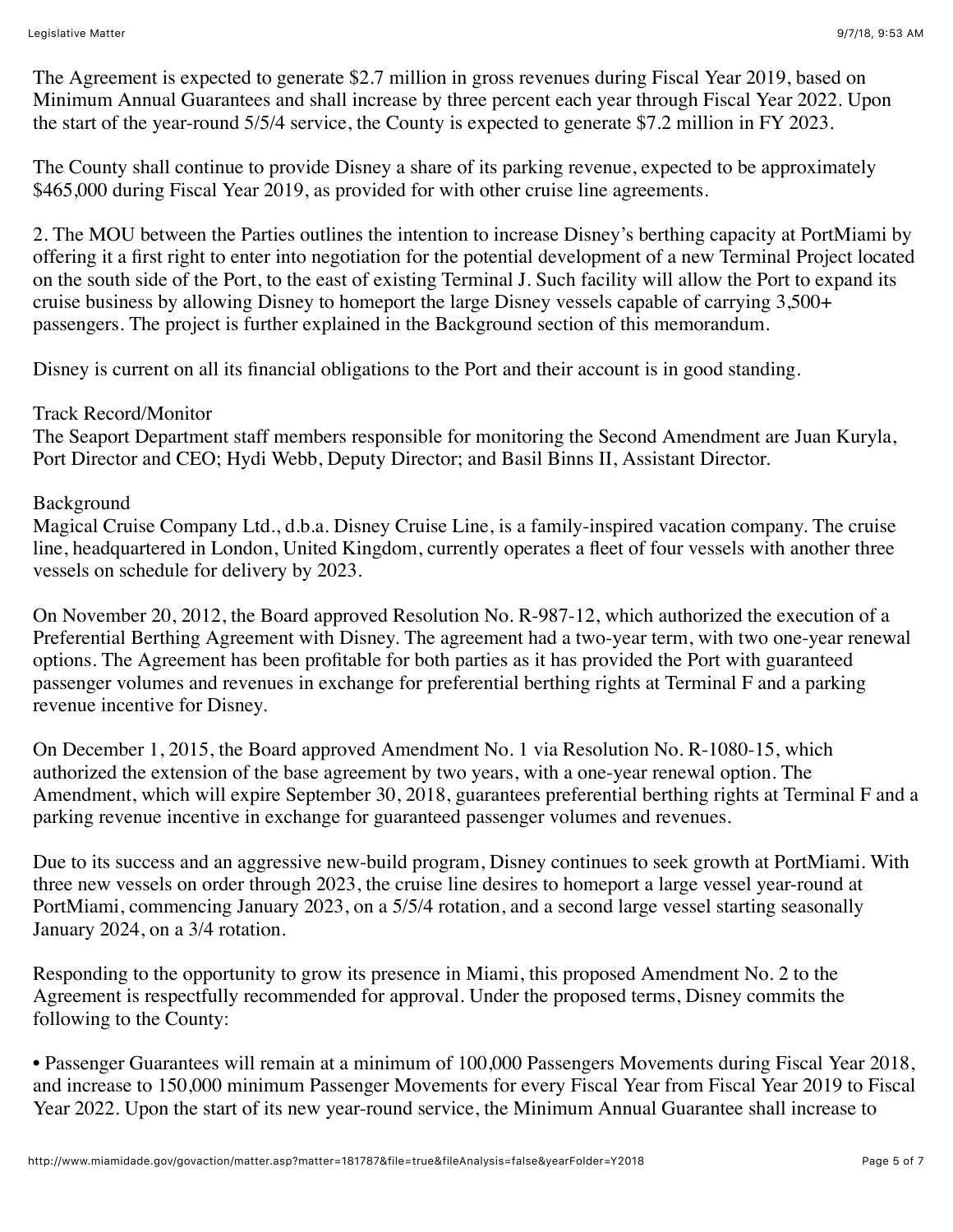The Agreement is expected to generate $2.7 million in gross revenues during Fiscal Year 2019, based on Minimum Annual Guarantees and shall increase by three percent each year through Fiscal Year 2022. Upon the start of the year-round 5/5/4 service, the County is expected to generate $7.2 million in FY 2023.

The County shall continue to provide Disney a share of its parking revenue, expected to be approximately $465,000 during Fiscal Year 2019, as provided for with other cruise line agreements.

2. The MOU between the Parties outlines the intention to increase Disney's berthing capacity at PortMiami by offering it a first right to enter into negotiation for the potential development of a new Terminal Project located on the south side of the Port, to the east of existing Terminal J. Such facility will allow the Port to expand its cruise business by allowing Disney to homeport the large Disney vessels capable of carrying 3,500+ passengers. The project is further explained in the Background section of this memorandum.

Disney is current on all its financial obligations to the Port and their account is in good standing.

Track Record/Monitor
The Seaport Department staff members responsible for monitoring the Second Amendment are Juan Kuryla, Port Director and CEO; Hydi Webb, Deputy Director; and Basil Binns II, Assistant Director.

Background
Magical Cruise Company Ltd., d.b.a. Disney Cruise Line, is a family-inspired vacation company. The cruise line, headquartered in London, United Kingdom, currently operates a fleet of four vessels with another three vessels on schedule for delivery by 2023.

On November 20, 2012, the Board approved Resolution No. R-987-12, which authorized the execution of a Preferential Berthing Agreement with Disney. The agreement had a two-year term, with two one-year renewal options. The Agreement has been profitable for both parties as it has provided the Port with guaranteed passenger volumes and revenues in exchange for preferential berthing rights at Terminal F and a parking revenue incentive for Disney.

On December 1, 2015, the Board approved Amendment No. 1 via Resolution No. R-1080-15, which authorized the extension of the base agreement by two years, with a one-year renewal option. The Amendment, which will expire September 30, 2018, guarantees preferential berthing rights at Terminal F and a parking revenue incentive in exchange for guaranteed passenger volumes and revenues.

Due to its success and an aggressive new-build program, Disney continues to seek growth at PortMiami. With three new vessels on order through 2023, the cruise line desires to homeport a large vessel year-round at PortMiami, commencing January 2023, on a 5/5/4 rotation, and a second large vessel starting seasonally January 2024, on a 3/4 rotation.

Responding to the opportunity to grow its presence in Miami, this proposed Amendment No. 2 to the Agreement is respectfully recommended for approval. Under the proposed terms, Disney commits the following to the County:

- Passenger Guarantees will remain at a minimum of 100,000 Passengers Movements during Fiscal Year 2018, and increase to 150,000 minimum Passenger Movements for every Fiscal Year from Fiscal Year 2019 to Fiscal Year 2022. Upon the start of its new year-round service, the Minimum Annual Guarantee shall increase to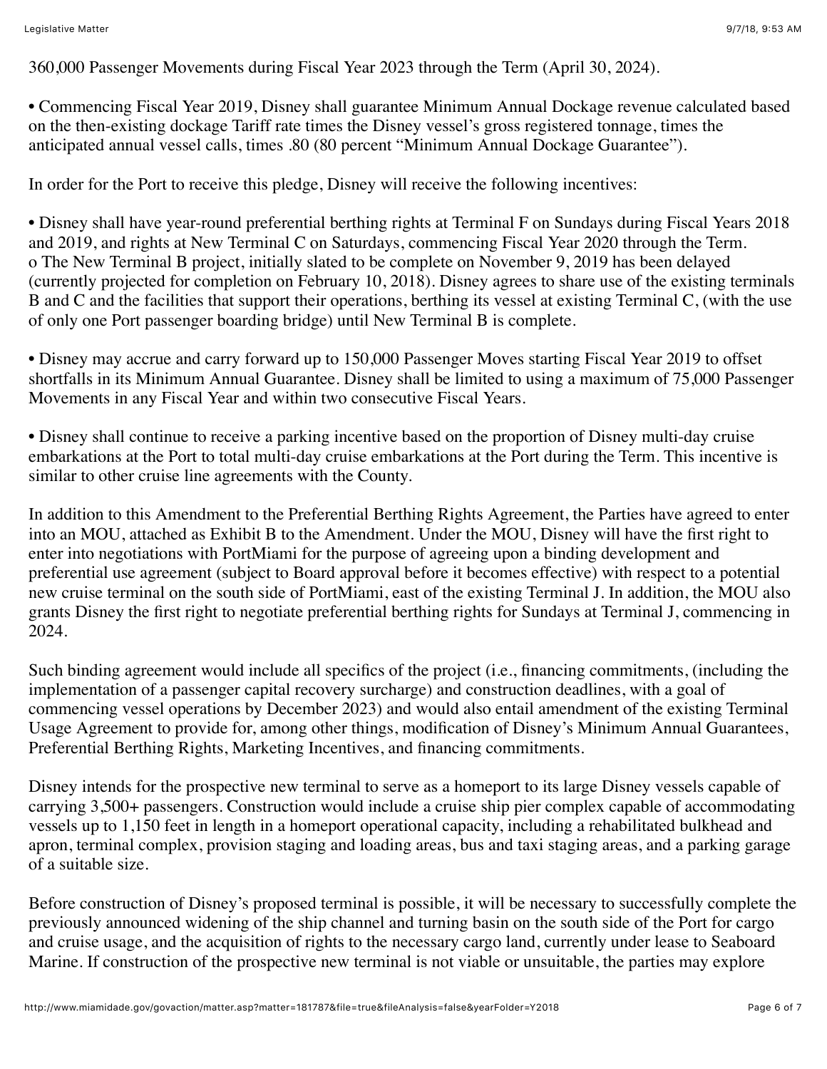360,000 Passenger Movements during Fiscal Year 2023 through the Term (April 30, 2024).

- Commencing Fiscal Year 2019, Disney shall guarantee Minimum Annual Dockage revenue calculated based on the then-existing dockage Tariff rate times the Disney vessel's gross registered tonnage, times the anticipated annual vessel calls, times .80 (80 percent "Minimum Annual Dockage Guarantee").

In order for the Port to receive this pledge, Disney will receive the following incentives:

- Disney shall have year-round preferential berthing rights at Terminal F on Sundays during Fiscal Years 2018 and 2019, and rights at New Terminal C on Saturdays, commencing Fiscal Year 2020 through the Term.
  - The New Terminal B project, initially slated to be complete on November 9, 2019 has been delayed (currently projected for completion on February 10, 2018). Disney agrees to share use of the existing terminals B and C and the facilities that support their operations, berthing its vessel at existing Terminal C, (with the use of only one Port passenger boarding bridge) until New Terminal B is complete.

- Disney may accrue and carry forward up to 150,000 Passenger Moves starting Fiscal Year 2019 to offset shortfalls in its Minimum Annual Guarantee. Disney shall be limited to using a maximum of 75,000 Passenger Movements in any Fiscal Year and within two consecutive Fiscal Years.

- Disney shall continue to receive a parking incentive based on the proportion of Disney multi-day cruise embarkations at the Port to total multi-day cruise embarkations at the Port during the Term. This incentive is similar to other cruise line agreements with the County.

In addition to this Amendment to the Preferential Berthing Rights Agreement, the Parties have agreed to enter into an MOU, attached as Exhibit B to the Amendment. Under the MOU, Disney will have the first right to enter into negotiations with PortMiami for the purpose of agreeing upon a binding development and preferential use agreement (subject to Board approval before it becomes effective) with respect to a potential new cruise terminal on the south side of PortMiami, east of the existing Terminal J. In addition, the MOU also grants Disney the first right to negotiate preferential berthing rights for Sundays at Terminal J, commencing in 2024.

Such binding agreement would include all specifics of the project (i.e., financing commitments, (including the implementation of a passenger capital recovery surcharge) and construction deadlines, with a goal of commencing vessel operations by December 2023) and would also entail amendment of the existing Terminal Usage Agreement to provide for, among other things, modification of Disney's Minimum Annual Guarantees, Preferential Berthing Rights, Marketing Incentives, and financing commitments.

Disney intends for the prospective new terminal to serve as a homeport to its large Disney vessels capable of carrying 3,500+ passengers. Construction would include a cruise ship pier complex capable of accommodating vessels up to 1,150 feet in length in a homeport operational capacity, including a rehabilitated bulkhead and apron, terminal complex, provision staging and loading areas, bus and taxi staging areas, and a parking garage of a suitable size.

Before construction of Disney's proposed terminal is possible, it will be necessary to successfully complete the previously announced widening of the ship channel and turning basin on the south side of the Port for cargo and cruise usage, and the acquisition of rights to the necessary cargo land, currently under lease to Seaboard Marine. If construction of the prospective new terminal is not viable or unsuitable, the parties may explore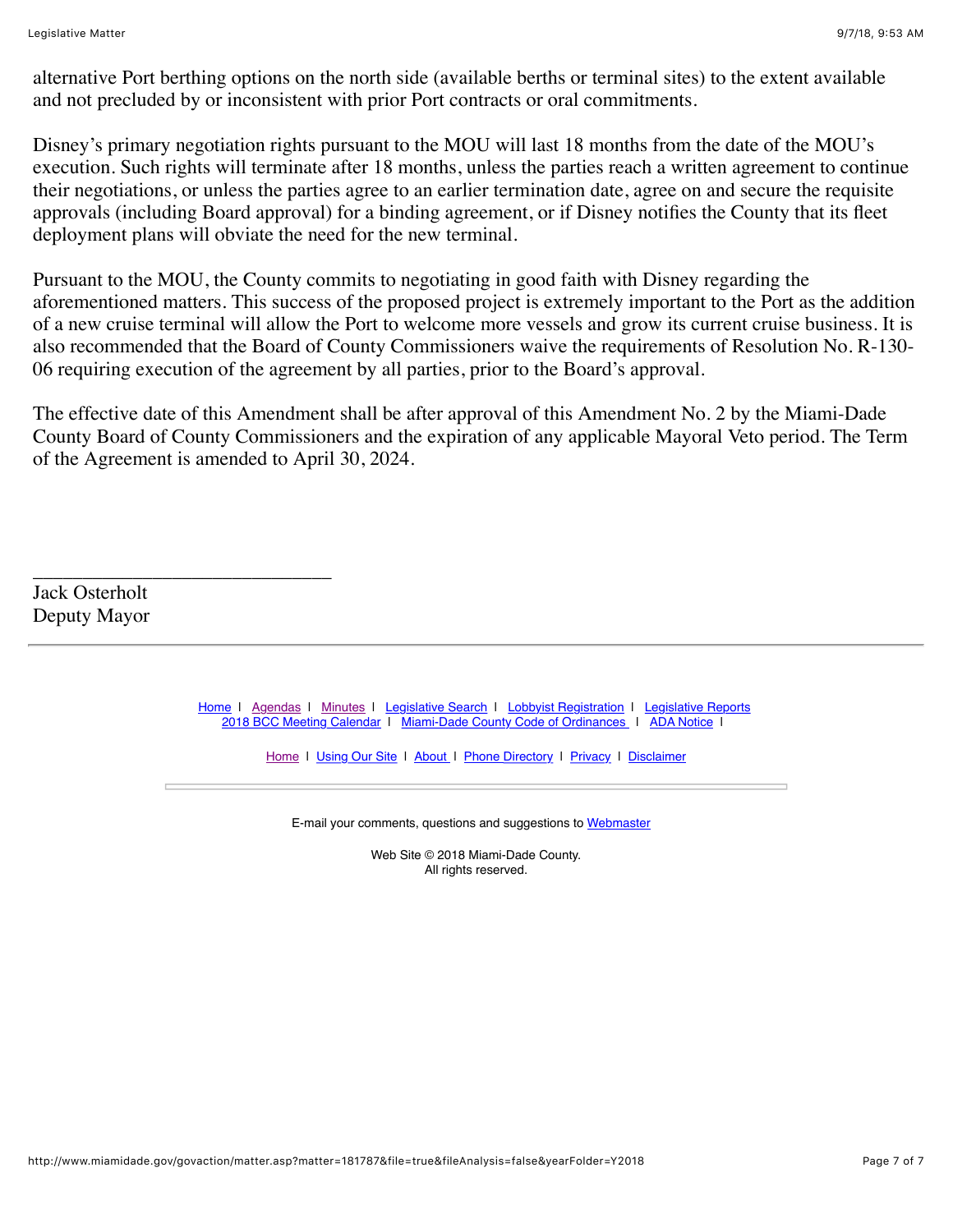alternative Port berthing options on the north side (available berths or terminal sites) to the extent available and not precluded by or inconsistent with prior Port contracts or oral commitments.

Disney's primary negotiation rights pursuant to the MOU will last 18 months from the date of the MOU's execution. Such rights will terminate after 18 months, unless the parties reach a written agreement to continue their negotiations, or unless the parties agree to an earlier termination date, agree on and secure the requisite approvals (including Board approval) for a binding agreement, or if Disney notifies the County that its fleet deployment plans will obviate the need for the new terminal.

Pursuant to the MOU, the County commits to negotiating in good faith with Disney regarding the aforementioned matters. This success of the proposed project is extremely important to the Port as the addition of a new cruise terminal will allow the Port to welcome more vessels and grow its current cruise business. It is also recommended that the Board of County Commissioners waive the requirements of Resolution No. R-130-06 requiring execution of the agreement by all parties, prior to the Board's approval.

The effective date of this Amendment shall be after approval of this Amendment No. 2 by the Miami-Dade County Board of County Commissioners and the expiration of any applicable Mayoral Veto period. The Term of the Agreement is amended to April 30, 2024.

\_\_\_\_\_\_\_\_\_\_\_\_\_\_\_\_\_\_\_\_\_\_\_\_\_\_\_\_\_\_

Jack Osterholt
Deputy Mayor

---

Home | Agendas | Minutes | Legislative Search | Lobbyist Registration | Legislative Reports
2018 BCC Meeting Calendar | Miami-Dade County Code of Ordinances | ADA Notice |

Home | Using Our Site | About | Phone Directory | Privacy | Disclaimer

E-mail your comments, questions and suggestions to Webmaster

Web Site © 2018 Miami-Dade County.
All rights reserved.